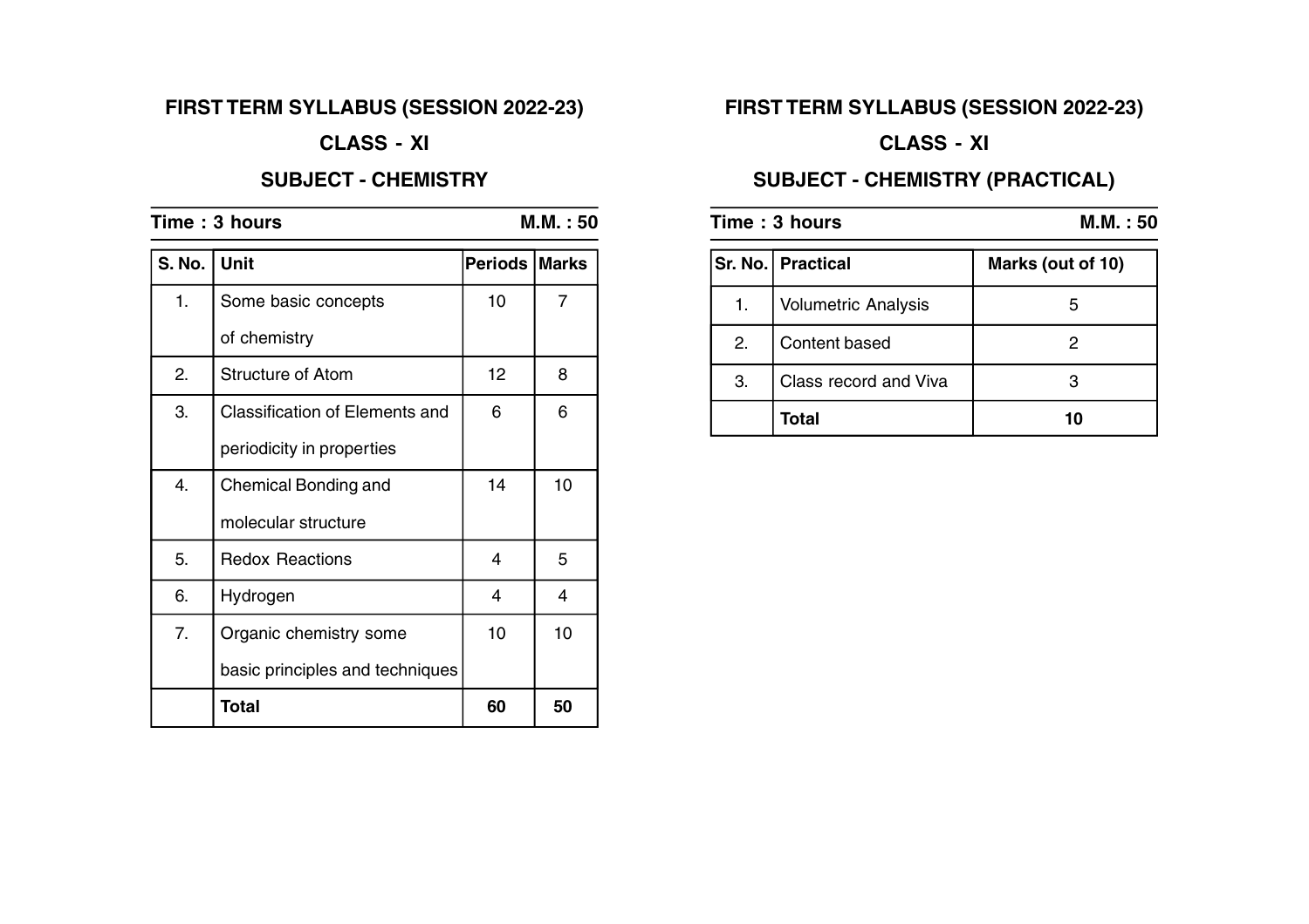# FIRST TERM SYLLABUS (SESSION 2022-23)

## CLASS - XI

## SUBJECT - CHEMISTRY

**Time : 3 hours** **M.M. : 50**

| S. No. | Unit | Periods | Marks |
|---|---|---|---|
| 1. | Some basic concepts of chemistry | 10 | 7 |
| 2. | Structure of Atom | 12 | 8 |
| 3. | Classification of Elements and periodicity in properties | 6 | 6 |
| 4. | Chemical Bonding and molecular structure | 14 | 10 |
| 5. | Redox Reactions | 4 | 5 |
| 6. | Hydrogen | 4 | 4 |
| 7. | Organic chemistry some basic principles and techniques | 10 | 10 |
| | **Total** | **60** | **50** |

# FIRST TERM SYLLABUS (SESSION 2022-23)

## CLASS - XI

## SUBJECT - CHEMISTRY (PRACTICAL)

**Time : 3 hours** **M.M. : 50**

| Sr. No. | Practical | Marks (out of 10) |
|---|---|---|
| 1. | Volumetric Analysis | 5 |
| 2. | Content based | 2 |
| 3. | Class record and Viva | 3 |
| | **Total** | **10** |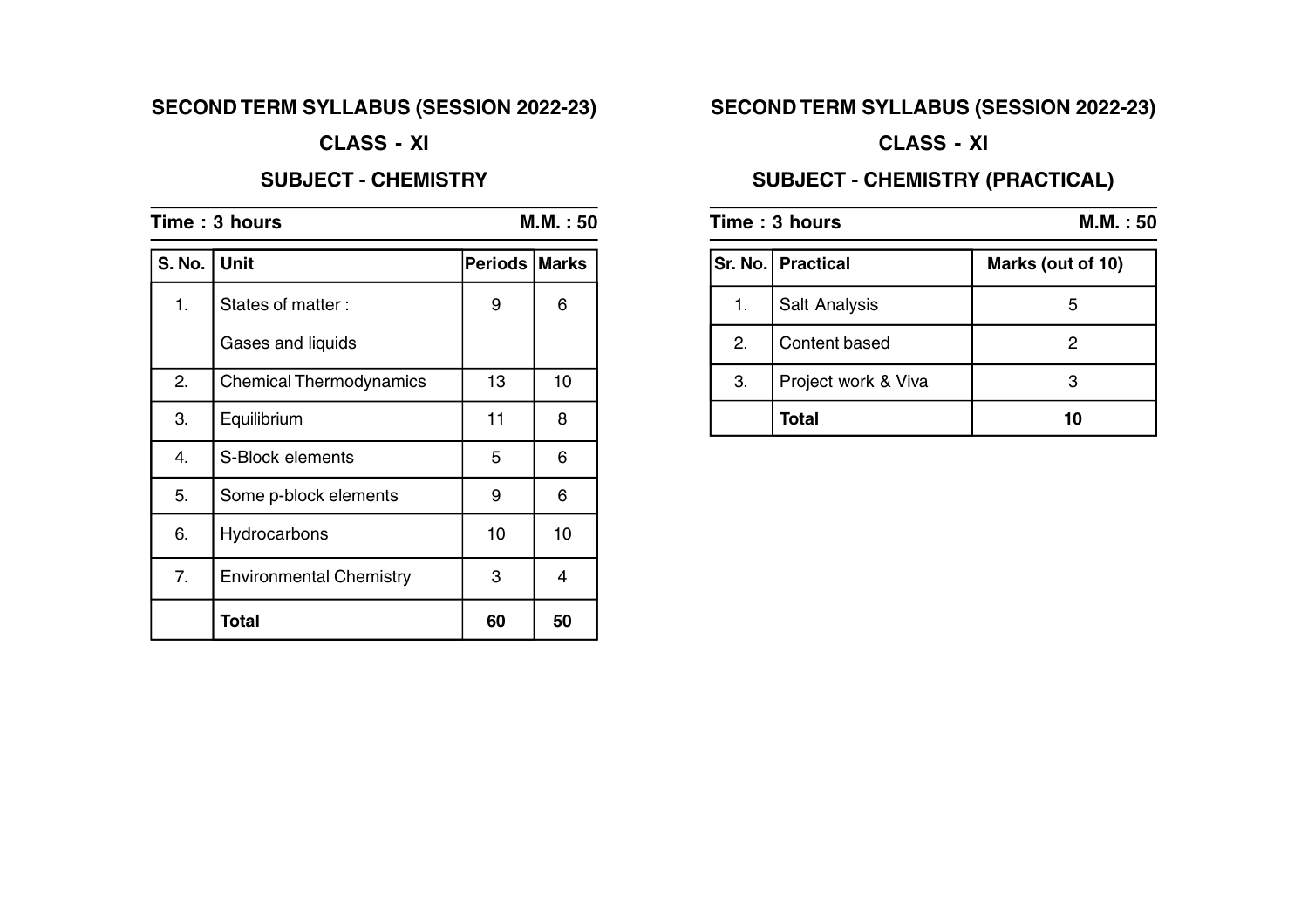**SECOND TERM SYLLABUS (SESSION 2022-23)**

**CLASS - XI**

**SUBJECT - CHEMISTRY**

**Time : 3 hours** **M.M. : 50**

| S. No. | Unit | Periods | Marks |
|---|---|---|---|
| 1. | States of matter : Gases and liquids | 9 | 6 |
| 2. | Chemical Thermodynamics | 13 | 10 |
| 3. | Equilibrium | 11 | 8 |
| 4. | S-Block elements | 5 | 6 |
| 5. | Some p-block elements | 9 | 6 |
| 6. | Hydrocarbons | 10 | 10 |
| 7. | Environmental Chemistry | 3 | 4 |
| | **Total** | **60** | **50** |

**SECOND TERM SYLLABUS (SESSION 2022-23)**

**CLASS - XI**

**SUBJECT - CHEMISTRY (PRACTICAL)**

**Time : 3 hours** **M.M. : 50**

| Sr. No. | Practical | Marks (out of 10) |
|---|---|---|
| 1. | Salt Analysis | 5 |
| 2. | Content based | 2 |
| 3. | Project work & Viva | 3 |
| | **Total** | **10** |